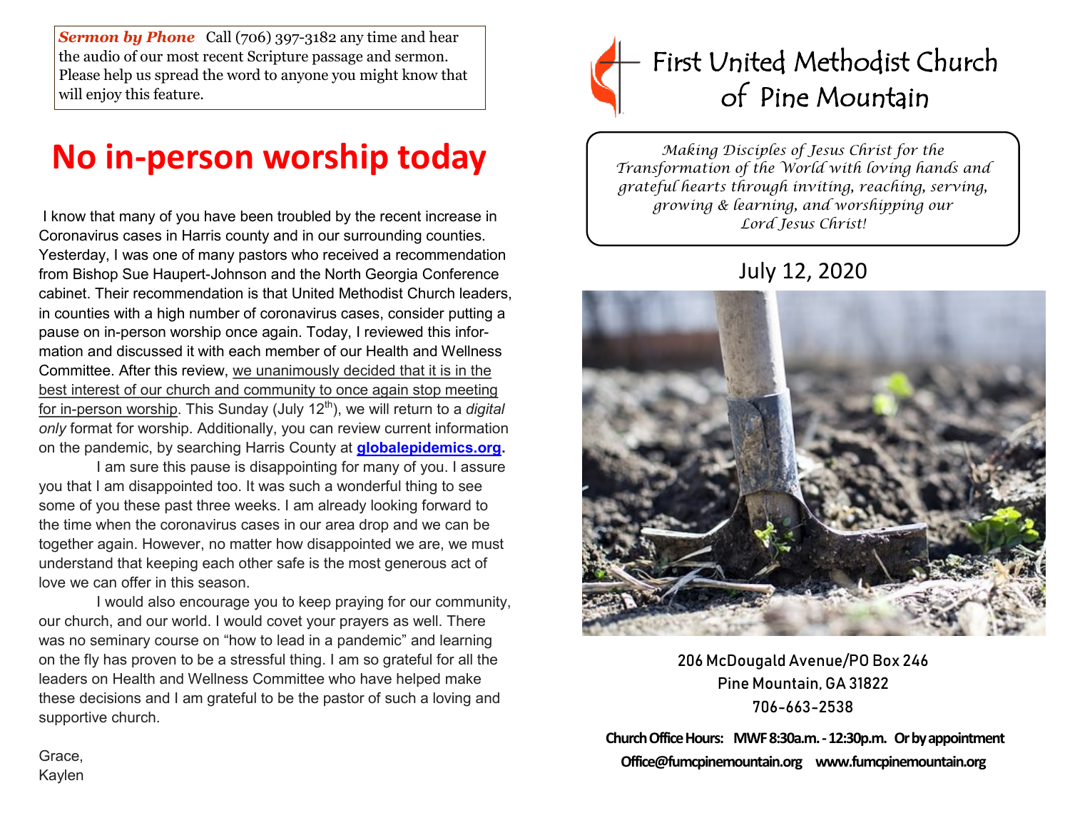***Sermon by Phone*** Call (706) 397-3182 any time and hear the audio of our most recent Scripture passage and sermon. Please help us spread the word to anyone you might know that will enjoy this feature.

# No in-person worship today

I know that many of you have been troubled by the recent increase in Coronavirus cases in Harris county and in our surrounding counties. Yesterday, I was one of many pastors who received a recommendation from Bishop Sue Haupert-Johnson and the North Georgia Conference cabinet. Their recommendation is that United Methodist Church leaders, in counties with a high number of coronavirus cases, consider putting a pause on in-person worship once again. Today, I reviewed this information and discussed it with each member of our Health and Wellness Committee. After this review, <u>we unanimously decided that it is in the best interest of our church and community to once again stop meeting for in-person worship</u>. This Sunday (July 12th), we will return to a *digital only* format for worship. Additionally, you can review current information on the pandemic, by searching Harris County at **globalepidemics.org**.

I am sure this pause is disappointing for many of you. I assure you that I am disappointed too. It was such a wonderful thing to see some of you these past three weeks. I am already looking forward to the time when the coronavirus cases in our area drop and we can be together again. However, no matter how disappointed we are, we must understand that keeping each other safe is the most generous act of love we can offer in this season.

I would also encourage you to keep praying for our community, our church, and our world. I would covet your prayers as well. There was no seminary course on "how to lead in a pandemic" and learning on the fly has proven to be a stressful thing. I am so grateful for all the leaders on Health and Wellness Committee who have helped make these decisions and I am grateful to be the pastor of such a loving and supportive church.

Grace,
Kaylen

# First United Methodist Church of Pine Mountain

*Making Disciples of Jesus Christ for the Transformation of the World with loving hands and grateful hearts through inviting, reaching, serving, growing & learning, and worshipping our Lord Jesus Christ!*

## July 12, 2020

206 McDougald Avenue/PO Box 246
Pine Mountain, GA 31822
706-663-2538

**Church Office Hours: MWF 8:30a.m. - 12:30p.m. Or by appointment**
**Office@fumcpinemountain.org www.fumcpinemountain.org**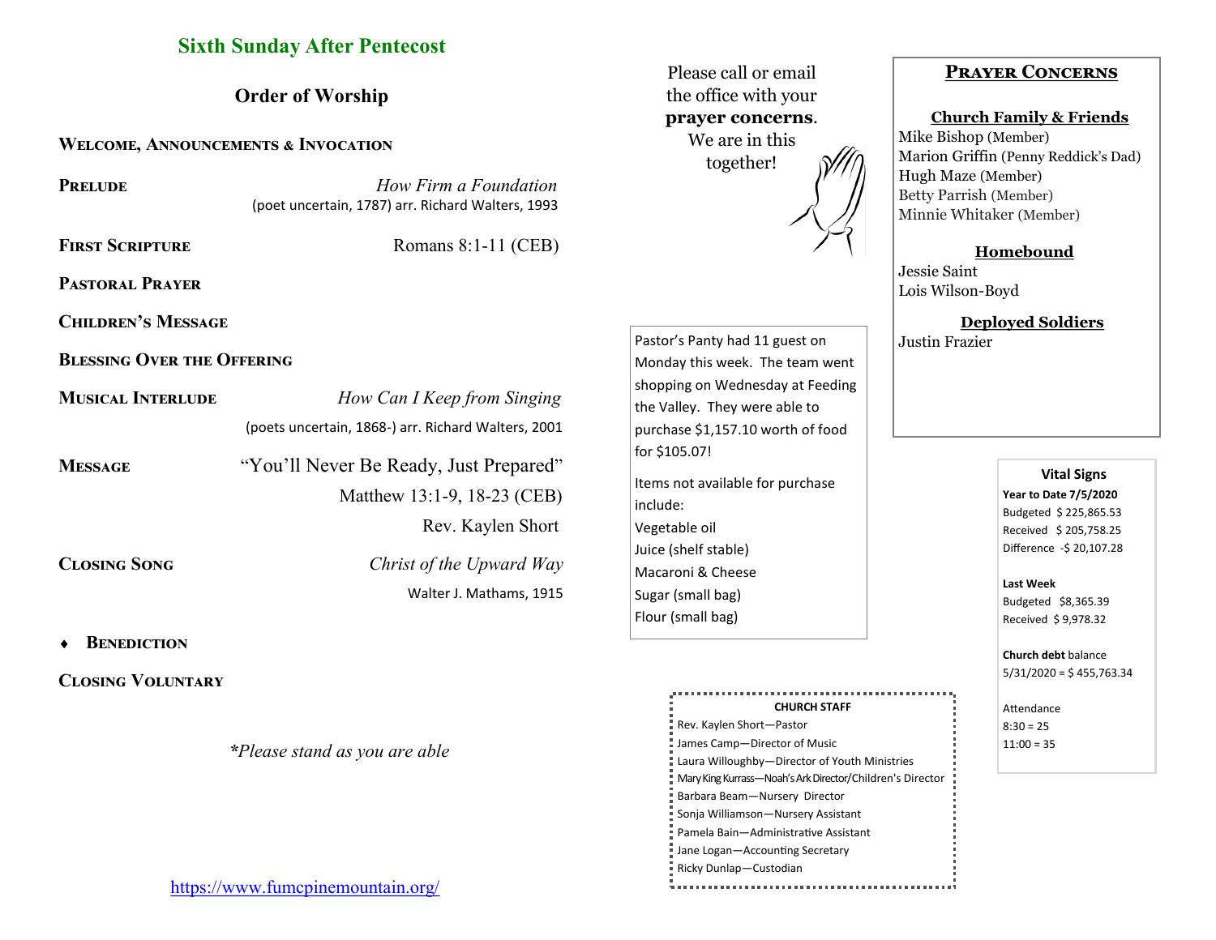## Sixth Sunday After Pentecost

### Order of Worship

**WELCOME, ANNOUNCEMENTS & INVOCATION**

**PRELUDE** *How Firm a Foundation*
(poet uncertain, 1787) arr. Richard Walters, 1993

**FIRST SCRIPTURE** Romans 8:1-11 (CEB)

**PASTORAL PRAYER**

**CHILDREN'S MESSAGE**

**BLESSING OVER THE OFFERING**

**MUSICAL INTERLUDE** *How Can I Keep from Singing*
(poets uncertain, 1868-) arr. Richard Walters, 2001

**MESSAGE** "You'll Never Be Ready, Just Prepared"
Matthew 13:1-9, 18-23 (CEB)
Rev. Kaylen Short

**CLOSING SONG** *Christ of the Upward Way*
Walter J. Mathams, 1915

♦ **BENEDICTION**

**CLOSING VOLUNTARY**

**\****Please stand as you are able*

https://www.fumcpinemountain.org/

Please call or email the office with your **prayer concerns**. We are in this together!

Pastor's Panty had 11 guest on Monday this week. The team went shopping on Wednesday at Feeding the Valley. They were able to purchase $1,157.10 worth of food for $105.07!

Items not available for purchase include:
Vegetable oil
Juice (shelf stable)
Macaroni & Cheese
Sugar (small bag)
Flour (small bag)

**CHURCH STAFF**
Rev. Kaylen Short—Pastor
James Camp—Director of Music
Laura Willoughby—Director of Youth Ministries
Mary King Kurrass—Noah's Ark Director/Children's Director
Barbara Beam—Nursery Director
Sonja Williamson—Nursery Assistant
Pamela Bain—Administrative Assistant
Jane Logan—Accounting Secretary
Ricky Dunlap—Custodian

### PRAYER CONCERNS

**Church Family & Friends**
Mike Bishop (Member)
Marion Griffin (Penny Reddick's Dad)
Hugh Maze (Member)
Betty Parrish (Member)
Minnie Whitaker (Member)

**Homebound**
Jessie Saint
Lois Wilson-Boyd

**Deployed Soldiers**
Justin Frazier

**Vital Signs**

**Year to Date 7/5/2020**
Budgeted $ 225,865.53
Received $ 205,758.25
Difference -$ 20,107.28

**Last Week**
Budgeted $8,365.39
Received $ 9,978.32

**Church debt** balance
5/31/2020 = $ 455,763.34

Attendance
8:30 = 25
11:00 = 35